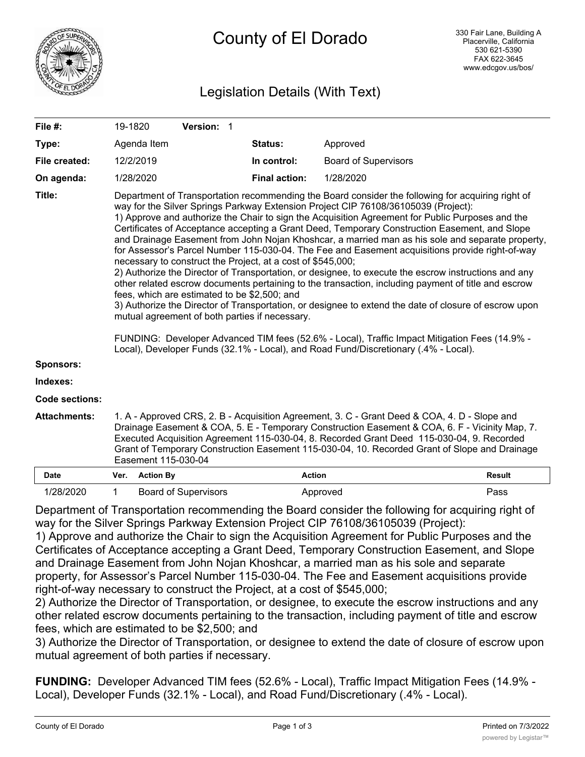# County of El Dorado

330 Fair Lane, Building A
Placerville, California
530 621-5390
FAX 622-3645
www.edcgov.us/bos/

## Legislation Details (With Text)

| | | | | |
|---|---|---|---|---|
| **File #:** | 19-1820 | **Version:** 1 | | |
| **Type:** | Agenda Item | | **Status:** | Approved |
| **File created:** | 12/2/2019 | | **In control:** | Board of Supervisors |
| **On agenda:** | 1/28/2020 | | **Final action:** | 1/28/2020 |

**Title:** Department of Transportation recommending the Board consider the following for acquiring right of way for the Silver Springs Parkway Extension Project CIP 76108/36105039 (Project):
1) Approve and authorize the Chair to sign the Acquisition Agreement for Public Purposes and the Certificates of Acceptance accepting a Grant Deed, Temporary Construction Easement, and Slope and Drainage Easement from John Nojan Khoshcar, a married man as his sole and separate property, for Assessor's Parcel Number 115-030-04. The Fee and Easement acquisitions provide right-of-way necessary to construct the Project, at a cost of $545,000;
2) Authorize the Director of Transportation, or designee, to execute the escrow instructions and any other related escrow documents pertaining to the transaction, including payment of title and escrow fees, which are estimated to be $2,500; and
3) Authorize the Director of Transportation, or designee to extend the date of closure of escrow upon mutual agreement of both parties if necessary.

FUNDING: Developer Advanced TIM fees (52.6% - Local), Traffic Impact Mitigation Fees (14.9% - Local), Developer Funds (32.1% - Local), and Road Fund/Discretionary (.4% - Local).

**Sponsors:**

**Indexes:**

**Code sections:**

**Attachments:** 1. A - Approved CRS, 2. B - Acquisition Agreement, 3. C - Grant Deed & COA, 4. D - Slope and Drainage Easement & COA, 5. E - Temporary Construction Easement & COA, 6. F - Vicinity Map, 7. Executed Acquisition Agreement 115-030-04, 8. Recorded Grant Deed 115-030-04, 9. Recorded Grant of Temporary Construction Easement 115-030-04, 10. Recorded Grant of Slope and Drainage Easement 115-030-04

| Date | Ver. | Action By | Action | Result |
|---|---|---|---|---|
| 1/28/2020 | 1 | Board of Supervisors | Approved | Pass |

Department of Transportation recommending the Board consider the following for acquiring right of way for the Silver Springs Parkway Extension Project CIP 76108/36105039 (Project):
1) Approve and authorize the Chair to sign the Acquisition Agreement for Public Purposes and the Certificates of Acceptance accepting a Grant Deed, Temporary Construction Easement, and Slope and Drainage Easement from John Nojan Khoshcar, a married man as his sole and separate property, for Assessor's Parcel Number 115-030-04. The Fee and Easement acquisitions provide right-of-way necessary to construct the Project, at a cost of $545,000;
2) Authorize the Director of Transportation, or designee, to execute the escrow instructions and any other related escrow documents pertaining to the transaction, including payment of title and escrow fees, which are estimated to be $2,500; and
3) Authorize the Director of Transportation, or designee to extend the date of closure of escrow upon mutual agreement of both parties if necessary.

**FUNDING:** Developer Advanced TIM fees (52.6% - Local), Traffic Impact Mitigation Fees (14.9% - Local), Developer Funds (32.1% - Local), and Road Fund/Discretionary (.4% - Local).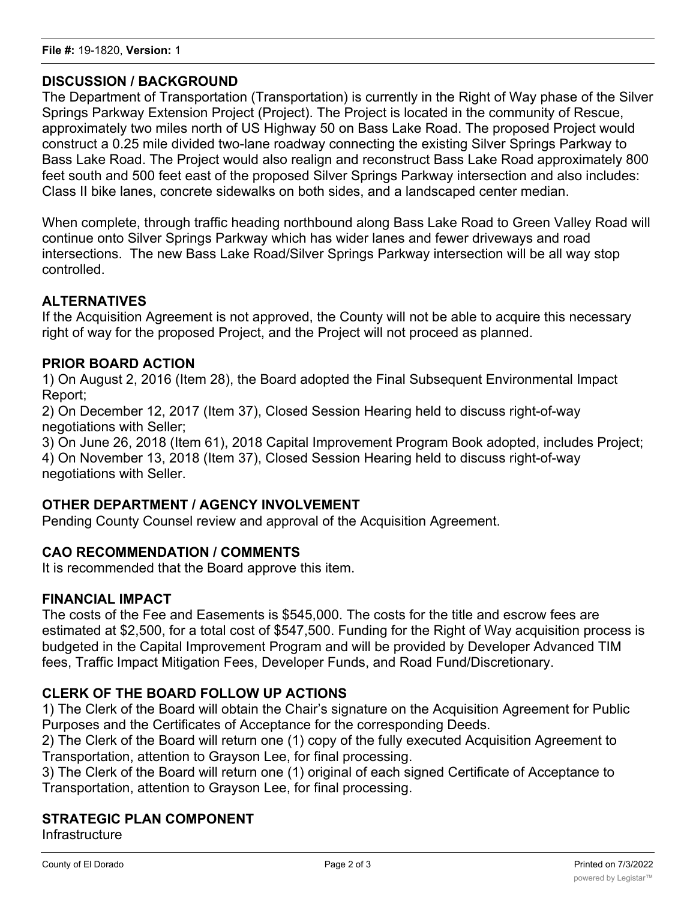**File #:** 19-1820, **Version:** 1

## DISCUSSION / BACKGROUND

The Department of Transportation (Transportation) is currently in the Right of Way phase of the Silver Springs Parkway Extension Project (Project). The Project is located in the community of Rescue, approximately two miles north of US Highway 50 on Bass Lake Road. The proposed Project would construct a 0.25 mile divided two-lane roadway connecting the existing Silver Springs Parkway to Bass Lake Road. The Project would also realign and reconstruct Bass Lake Road approximately 800 feet south and 500 feet east of the proposed Silver Springs Parkway intersection and also includes: Class II bike lanes, concrete sidewalks on both sides, and a landscaped center median.

When complete, through traffic heading northbound along Bass Lake Road to Green Valley Road will continue onto Silver Springs Parkway which has wider lanes and fewer driveways and road intersections. The new Bass Lake Road/Silver Springs Parkway intersection will be all way stop controlled.

## ALTERNATIVES

If the Acquisition Agreement is not approved, the County will not be able to acquire this necessary right of way for the proposed Project, and the Project will not proceed as planned.

## PRIOR BOARD ACTION

1) On August 2, 2016 (Item 28), the Board adopted the Final Subsequent Environmental Impact Report;
2) On December 12, 2017 (Item 37), Closed Session Hearing held to discuss right-of-way negotiations with Seller;
3) On June 26, 2018 (Item 61), 2018 Capital Improvement Program Book adopted, includes Project;
4) On November 13, 2018 (Item 37), Closed Session Hearing held to discuss right-of-way negotiations with Seller.

## OTHER DEPARTMENT / AGENCY INVOLVEMENT

Pending County Counsel review and approval of the Acquisition Agreement.

## CAO RECOMMENDATION / COMMENTS

It is recommended that the Board approve this item.

## FINANCIAL IMPACT

The costs of the Fee and Easements is $545,000. The costs for the title and escrow fees are estimated at $2,500, for a total cost of $547,500. Funding for the Right of Way acquisition process is budgeted in the Capital Improvement Program and will be provided by Developer Advanced TIM fees, Traffic Impact Mitigation Fees, Developer Funds, and Road Fund/Discretionary.

## CLERK OF THE BOARD FOLLOW UP ACTIONS

1) The Clerk of the Board will obtain the Chair's signature on the Acquisition Agreement for Public Purposes and the Certificates of Acceptance for the corresponding Deeds.
2) The Clerk of the Board will return one (1) copy of the fully executed Acquisition Agreement to Transportation, attention to Grayson Lee, for final processing.
3) The Clerk of the Board will return one (1) original of each signed Certificate of Acceptance to Transportation, attention to Grayson Lee, for final processing.

## STRATEGIC PLAN COMPONENT

Infrastructure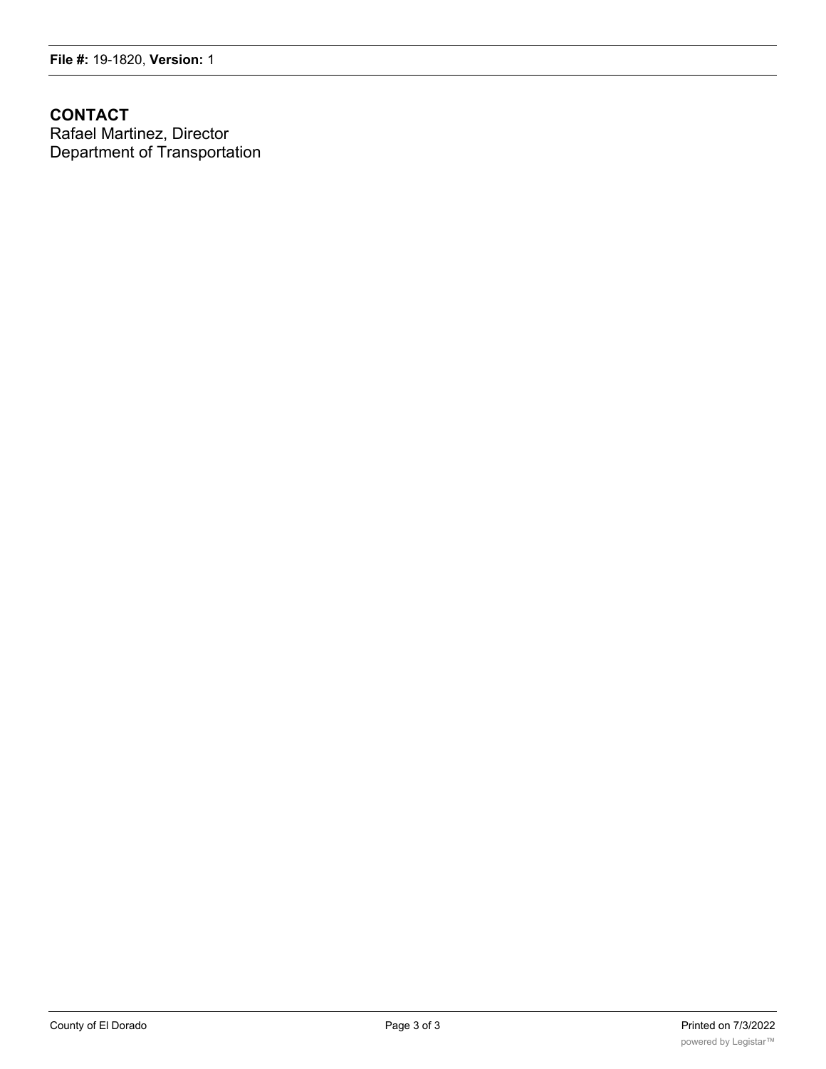**CONTACT**
Rafael Martinez, Director
Department of Transportation